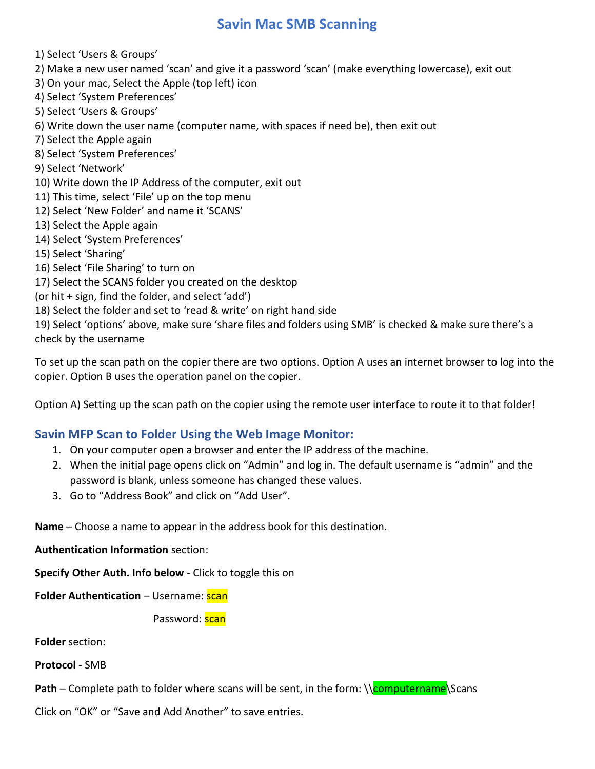# Savin Mac SMB Scanning

1) Select 'Users & Groups'
2) Make a new user named 'scan' and give it a password 'scan' (make everything lowercase), exit out
3) On your mac, Select the Apple (top left) icon
4) Select 'System Preferences'
5) Select 'Users & Groups'
6) Write down the user name (computer name, with spaces if need be), then exit out
7) Select the Apple again
8) Select 'System Preferences'
9) Select 'Network'
10) Write down the IP Address of the computer, exit out
11) This time, select 'File' up on the top menu
12) Select 'New Folder' and name it 'SCANS'
13) Select the Apple again
14) Select 'System Preferences'
15) Select 'Sharing'
16) Select 'File Sharing' to turn on
17) Select the SCANS folder you created on the desktop
(or hit + sign, find the folder, and select 'add')
18) Select the folder and set to 'read & write' on right hand side
19) Select 'options' above, make sure 'share files and folders using SMB' is checked & make sure there's a check by the username

To set up the scan path on the copier there are two options. Option A uses an internet browser to log into the copier. Option B uses the operation panel on the copier.

Option A) Setting up the scan path on the copier using the remote user interface to route it to that folder!

## Savin MFP Scan to Folder Using the Web Image Monitor:

1. On your computer open a browser and enter the IP address of the machine.
2. When the initial page opens click on "Admin" and log in. The default username is "admin" and the password is blank, unless someone has changed these values.
3. Go to "Address Book" and click on "Add User".

**Name** – Choose a name to appear in the address book for this destination.

**Authentication Information** section:

**Specify Other Auth. Info below** - Click to toggle this on

**Folder Authentication** – Username: scan

Password: scan

**Folder** section:

**Protocol** - SMB

**Path** – Complete path to folder where scans will be sent, in the form: \\computername\Scans

Click on "OK" or "Save and Add Another" to save entries.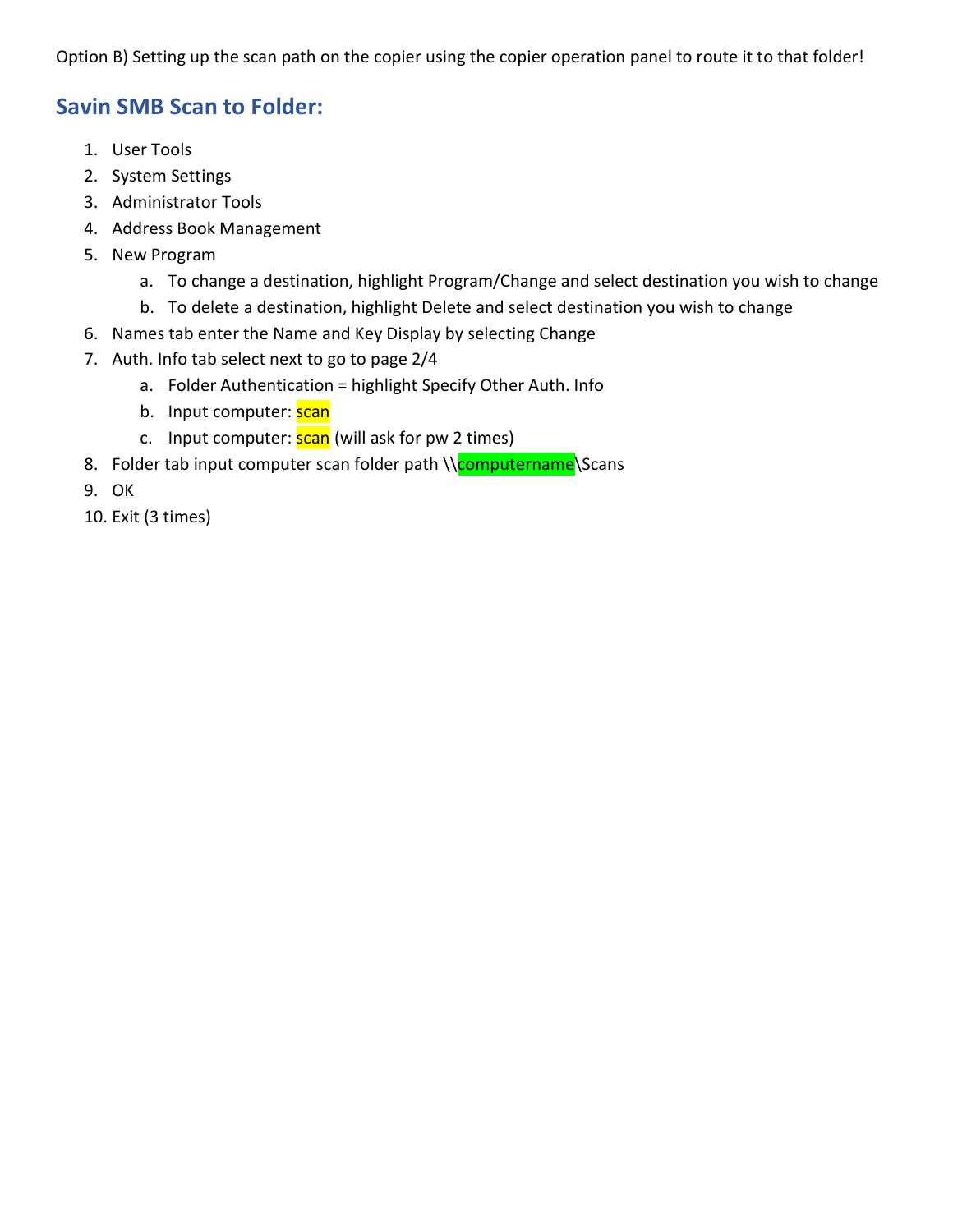Option B) Setting up the scan path on the copier using the copier operation panel to route it to that folder!

## Savin SMB Scan to Folder:

1. User Tools
2. System Settings
3. Administrator Tools
4. Address Book Management
5. New Program
    a. To change a destination, highlight Program/Change and select destination you wish to change
    b. To delete a destination, highlight Delete and select destination you wish to change
6. Names tab enter the Name and Key Display by selecting Change
7. Auth. Info tab select next to go to page 2/4
    a. Folder Authentication = highlight Specify Other Auth. Info
    b. Input computer: scan
    c. Input computer: scan (will ask for pw 2 times)
8. Folder tab input computer scan folder path \\computername\Scans
9. OK
10. Exit (3 times)